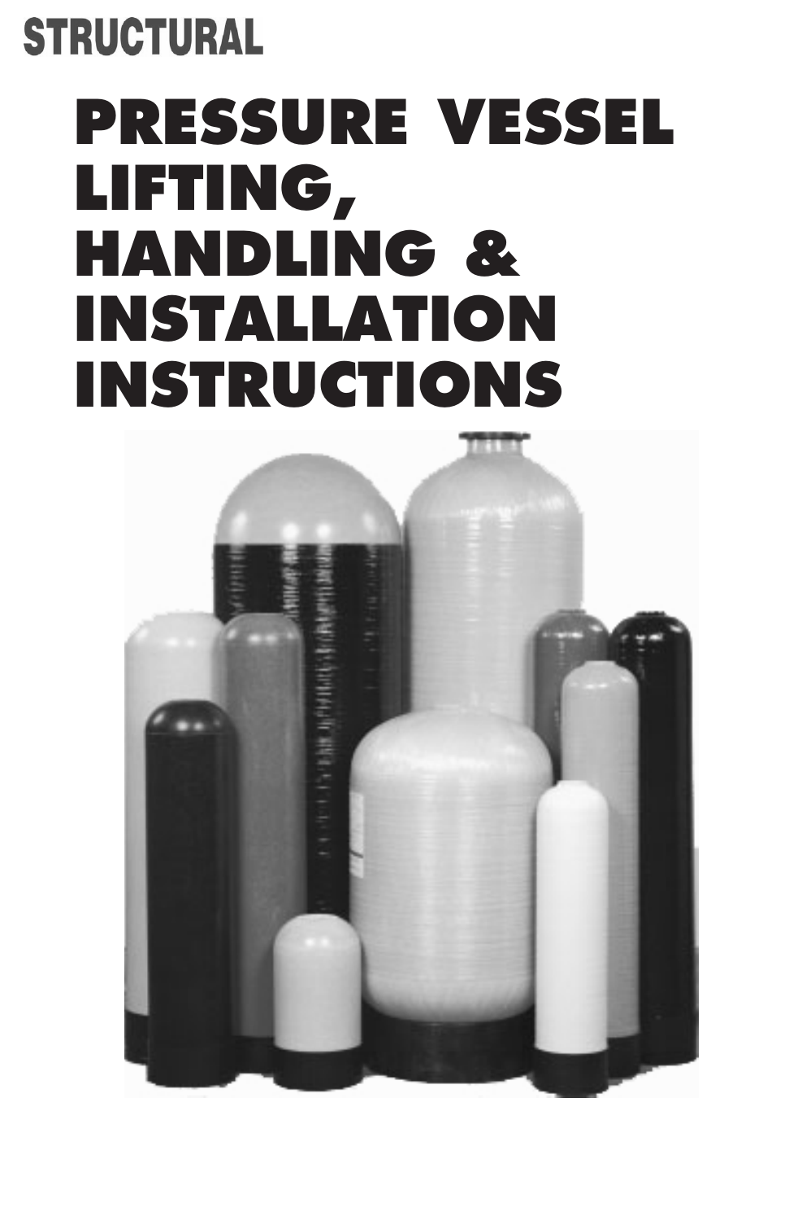STRUCTURAL

# PRESSURE VESSEL LIFTING, HANDLING & INSTALLATION INSTRUCTIONS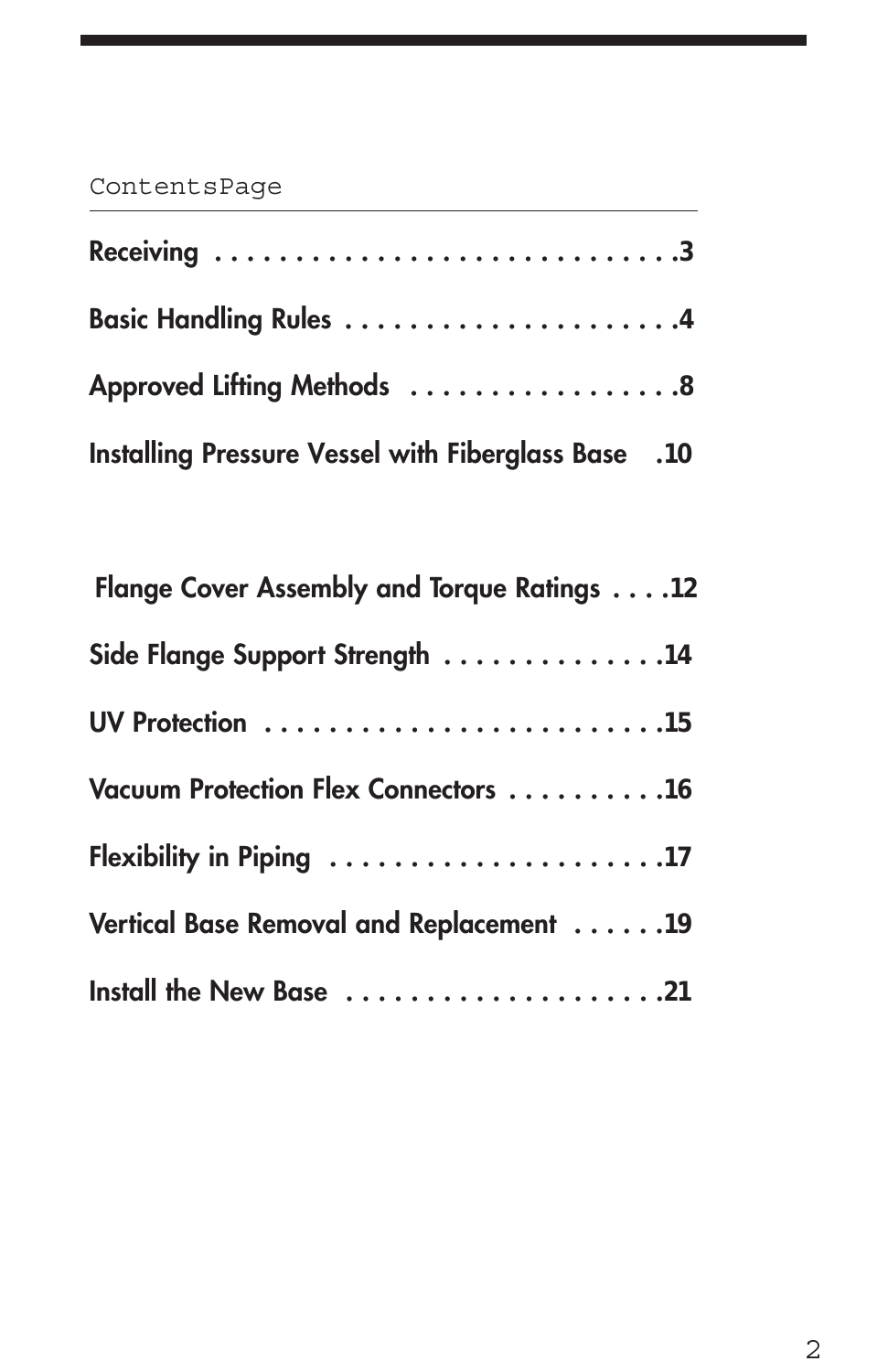ContentsPage

**Receiving . . . . . . . . . . . . . . . . . . . . . . . . . . . . . .3**

**Basic Handling Rules . . . . . . . . . . . . . . . . . . . . . .4**

**Approved Lifting Methods . . . . . . . . . . . . . . . . . .8**

**Installing Pressure Vessel with Fiberglass Base .10**

**Flange Cover Assembly and Torque Ratings . . . .12**

**Side Flange Support Strength . . . . . . . . . . . . . .14**

**UV Protection . . . . . . . . . . . . . . . . . . . . . . . . . .15**

**Vacuum Protection Flex Connectors . . . . . . . . . .16**

**Flexibility in Piping . . . . . . . . . . . . . . . . . . . . . .17**

**Vertical Base Removal and Replacement . . . . . .19**

**Install the New Base . . . . . . . . . . . . . . . . . . . .21**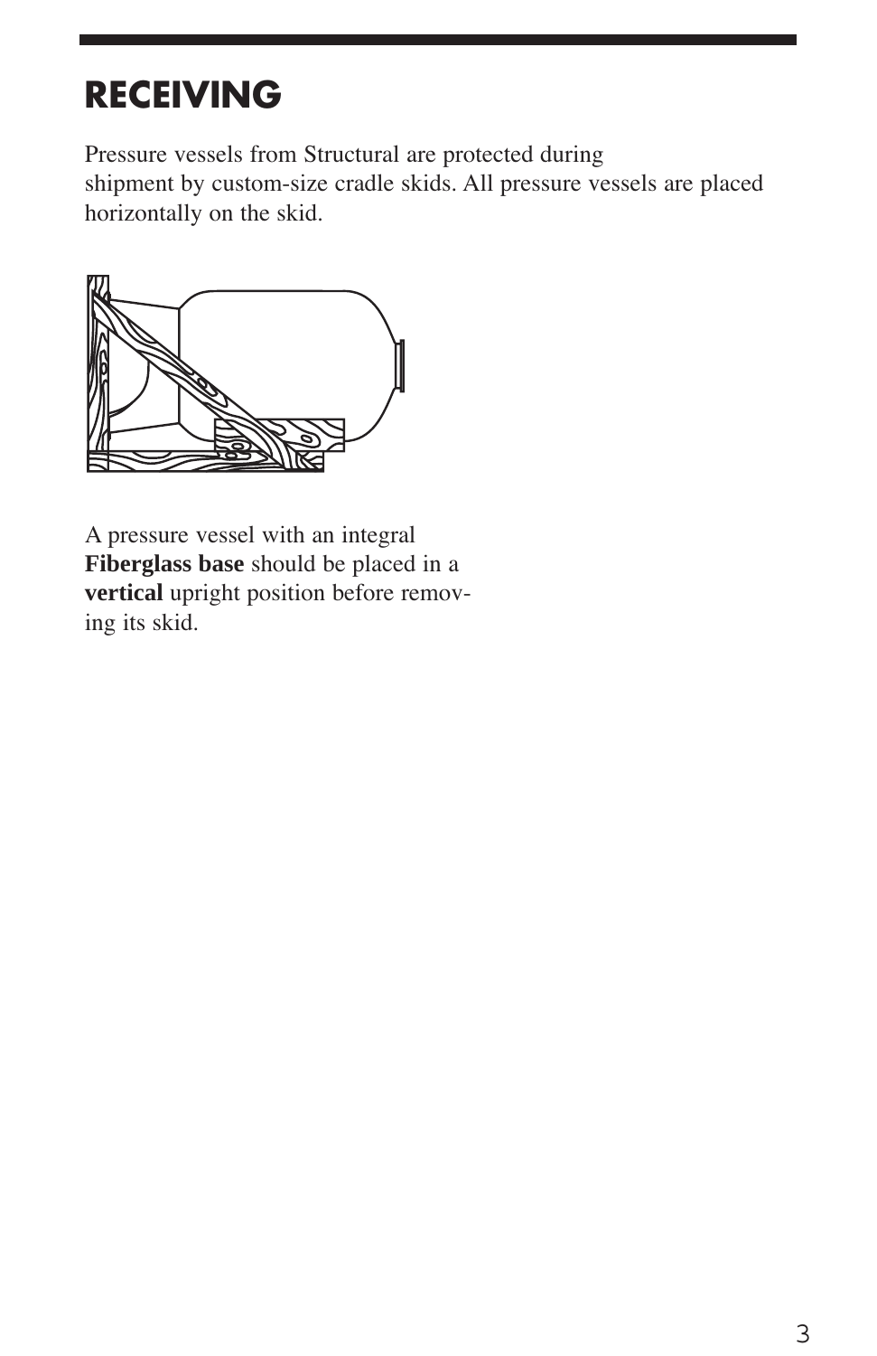# RECEIVING

Pressure vessels from Structural are protected during shipment by custom-size cradle skids. All pressure vessels are placed horizontally on the skid.

A pressure vessel with an integral **Fiberglass base** should be placed in a **vertical** upright position before removing its skid.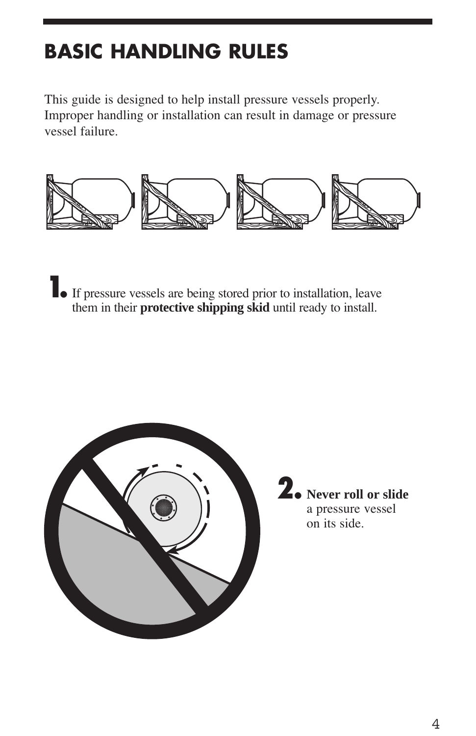# BASIC HANDLING RULES

This guide is designed to help install pressure vessels properly. Improper handling or installation can result in damage or pressure vessel failure.

1. If pressure vessels are being stored prior to installation, leave them in their **protective shipping skid** until ready to install.

2. **Never roll or slide** a pressure vessel on its side.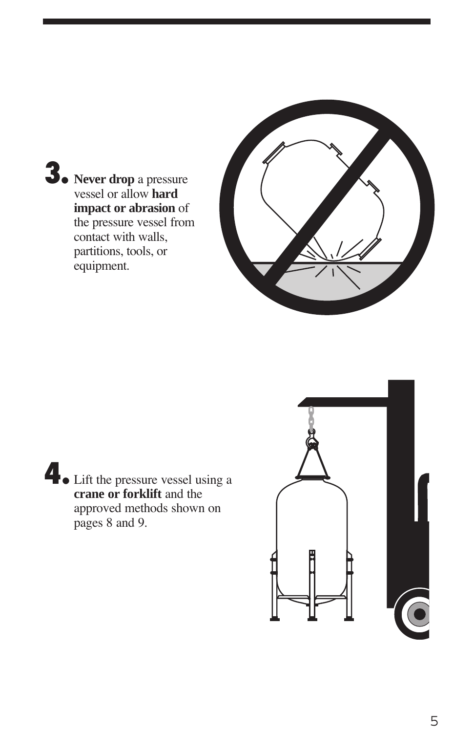**3.** **Never drop** a pressure vessel or allow **hard impact or abrasion** of the pressure vessel from contact with walls, partitions, tools, or equipment.

**4.** Lift the pressure vessel using a **crane or forklift** and the approved methods shown on pages 8 and 9.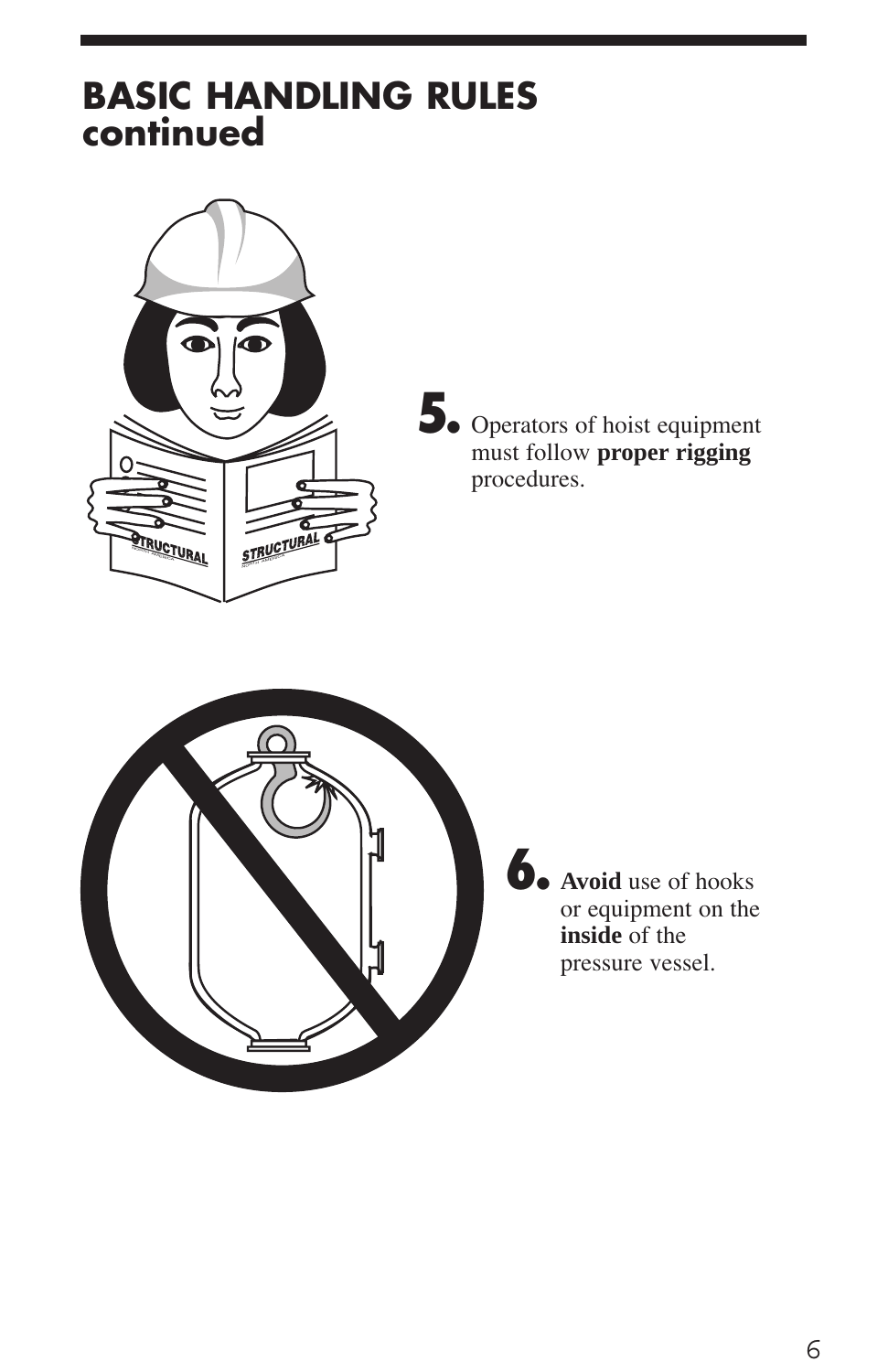# BASIC HANDLING RULES continued

**5.** Operators of hoist equipment must follow **proper rigging** procedures.

**6.** **Avoid** use of hooks or equipment on the **inside** of the pressure vessel.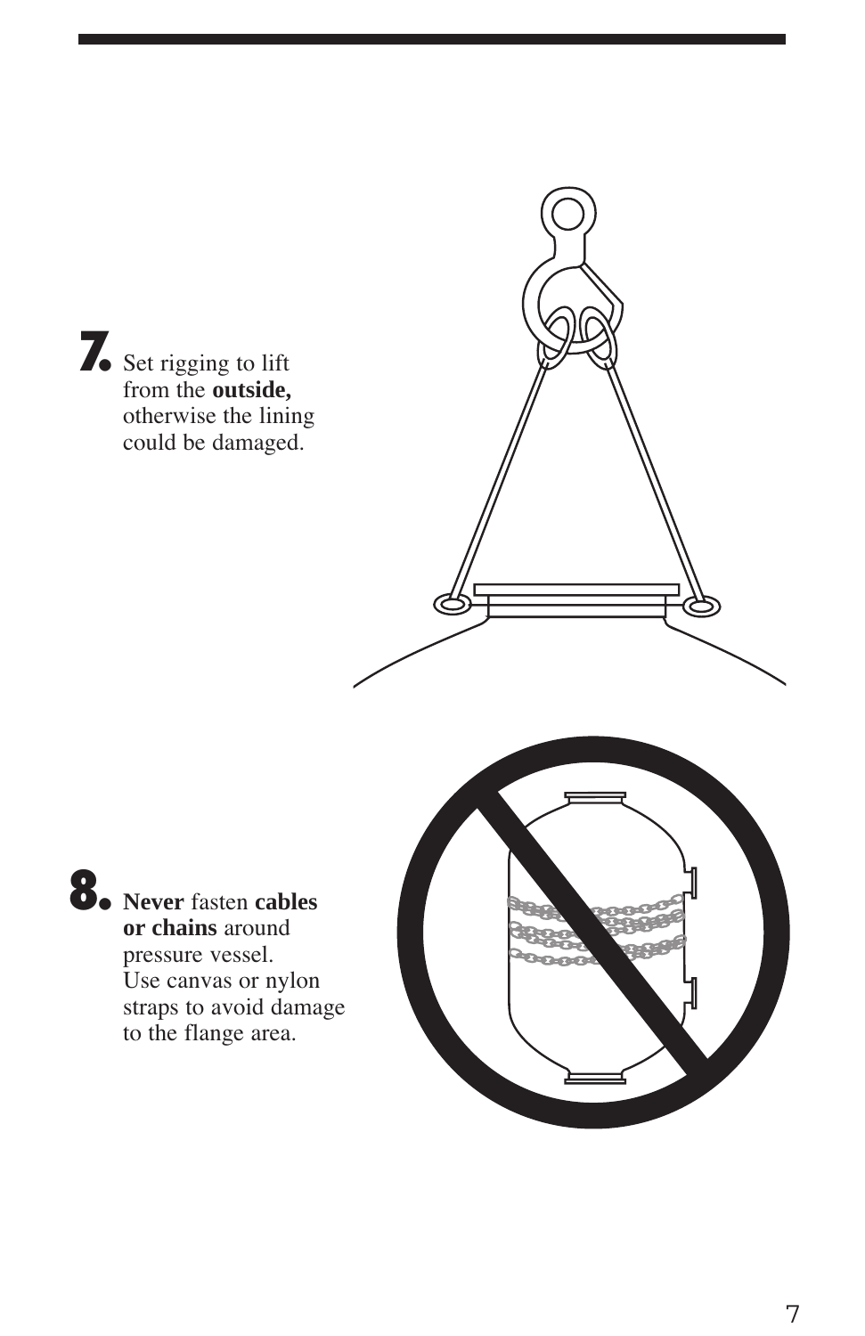**7.** Set rigging to lift from the **outside,** otherwise the lining could be damaged.

**8.** **Never** fasten **cables or chains** around pressure vessel. Use canvas or nylon straps to avoid damage to the flange area.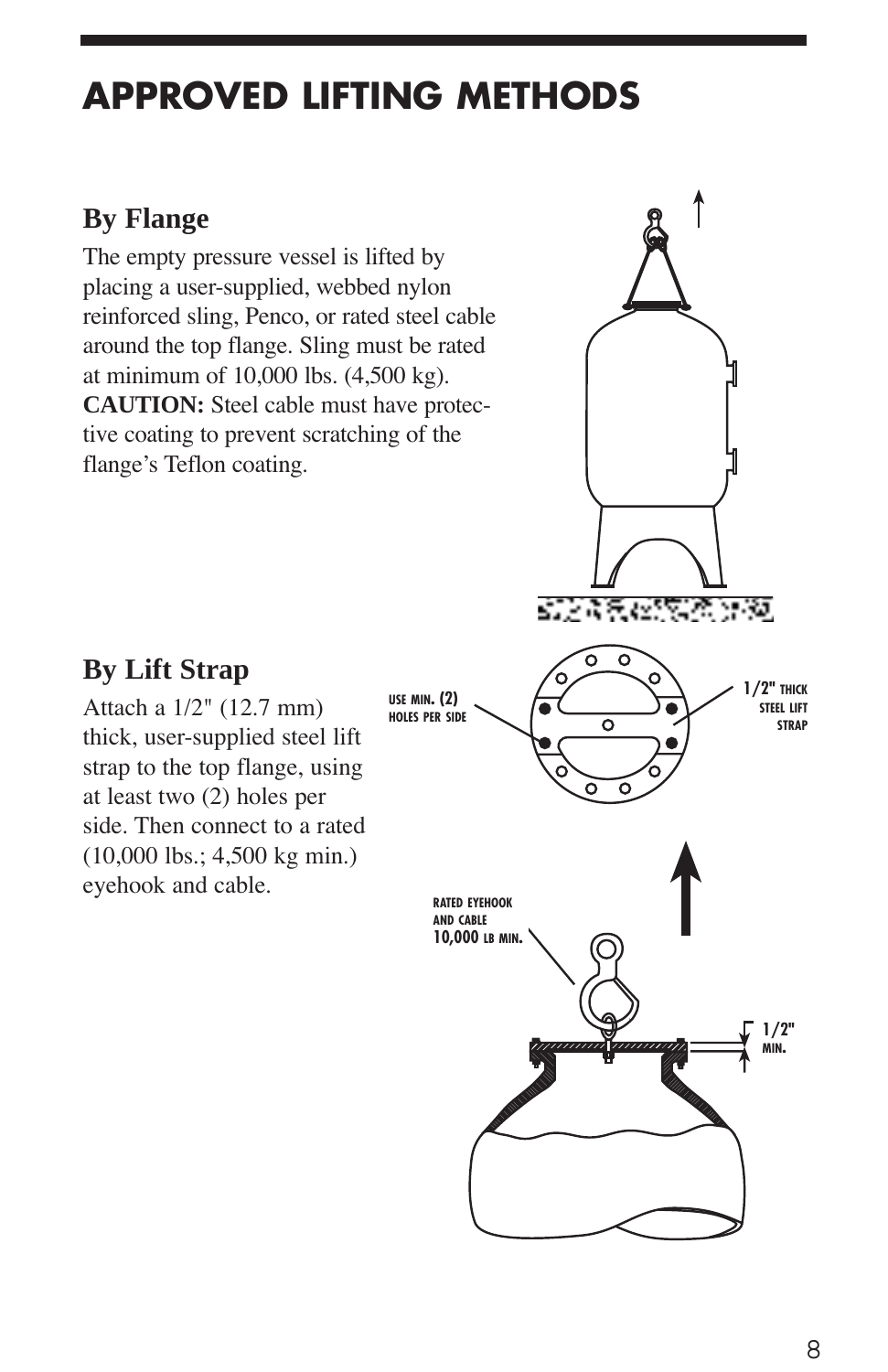# APPROVED LIFTING METHODS

## By Flange

The empty pressure vessel is lifted by placing a user-supplied, webbed nylon reinforced sling, Penco, or rated steel cable around the top flange. Sling must be rated at minimum of 10,000 lbs. (4,500 kg). **CAUTION:** Steel cable must have protective coating to prevent scratching of the flange's Teflon coating.

## By Lift Strap

Attach a 1/2" (12.7 mm) thick, user-supplied steel lift strap to the top flange, using at least two (2) holes per side. Then connect to a rated (10,000 lbs.; 4,500 kg min.) eyehook and cable.

USE MIN. (2) HOLES PER SIDE

1/2" THICK STEEL LIFT STRAP

RATED EYEHOOK AND CABLE 10,000 LB MIN.

1/2" MIN.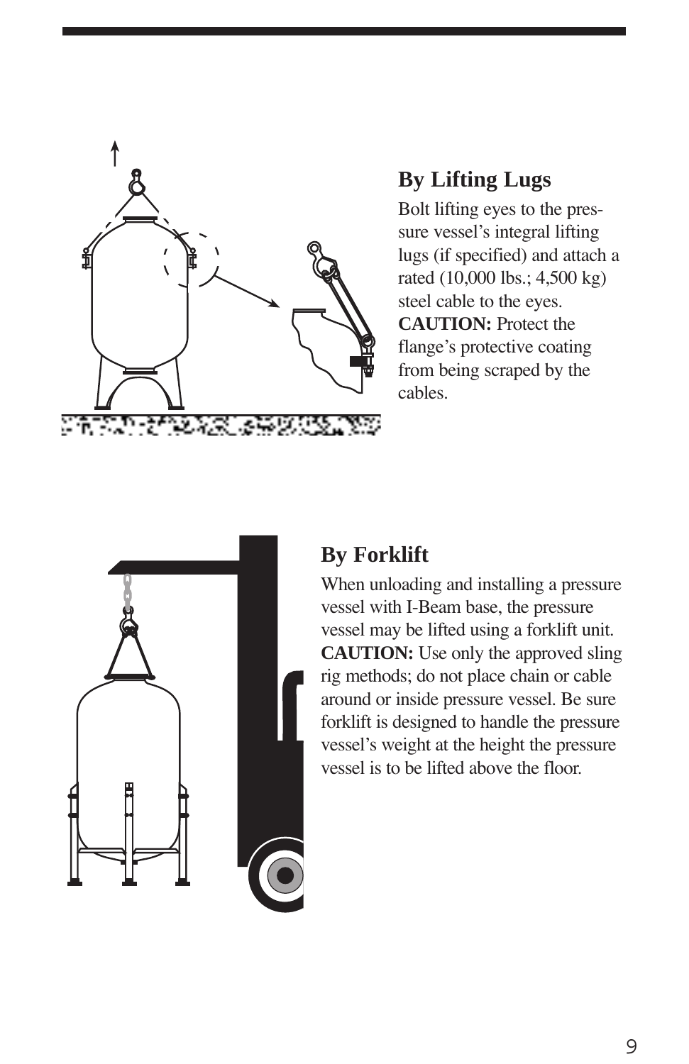## By Lifting Lugs

Bolt lifting eyes to the pressure vessel's integral lifting lugs (if specified) and attach a rated (10,000 lbs.; 4,500 kg) steel cable to the eyes. **CAUTION:** Protect the flange's protective coating from being scraped by the cables.

## By Forklift

When unloading and installing a pressure vessel with I-Beam base, the pressure vessel may be lifted using a forklift unit. **CAUTION:** Use only the approved sling rig methods; do not place chain or cable around or inside pressure vessel. Be sure forklift is designed to handle the pressure vessel's weight at the height the pressure vessel is to be lifted above the floor.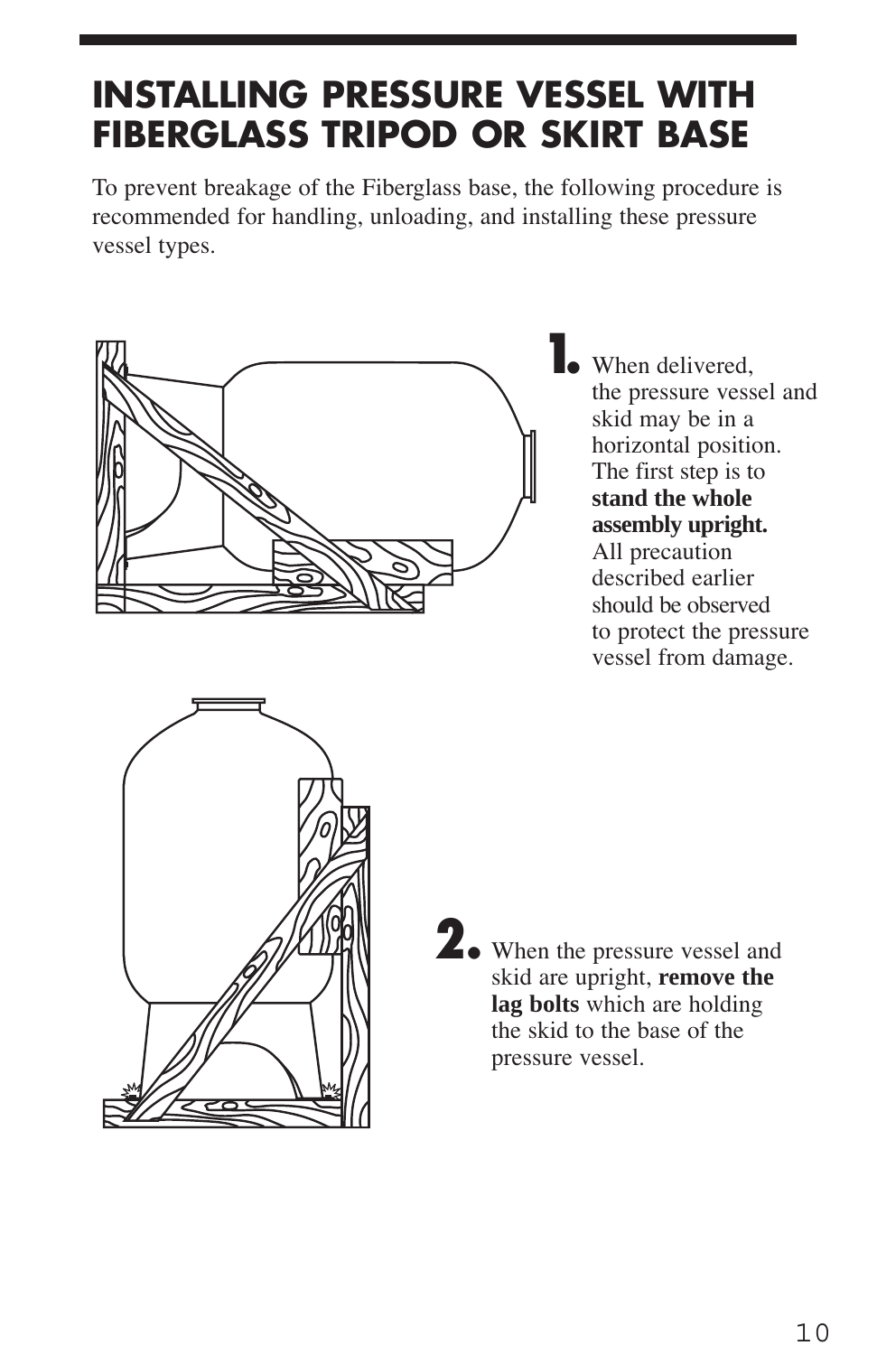# INSTALLING PRESSURE VESSEL WITH FIBERGLASS TRIPOD OR SKIRT BASE

To prevent breakage of the Fiberglass base, the following procedure is recommended for handling, unloading, and installing these pressure vessel types.

1. When delivered, the pressure vessel and skid may be in a horizontal position. The first step is to **stand the whole assembly upright.** All precaution described earlier should be observed to protect the pressure vessel from damage.

2. When the pressure vessel and skid are upright, **remove the lag bolts** which are holding the skid to the base of the pressure vessel.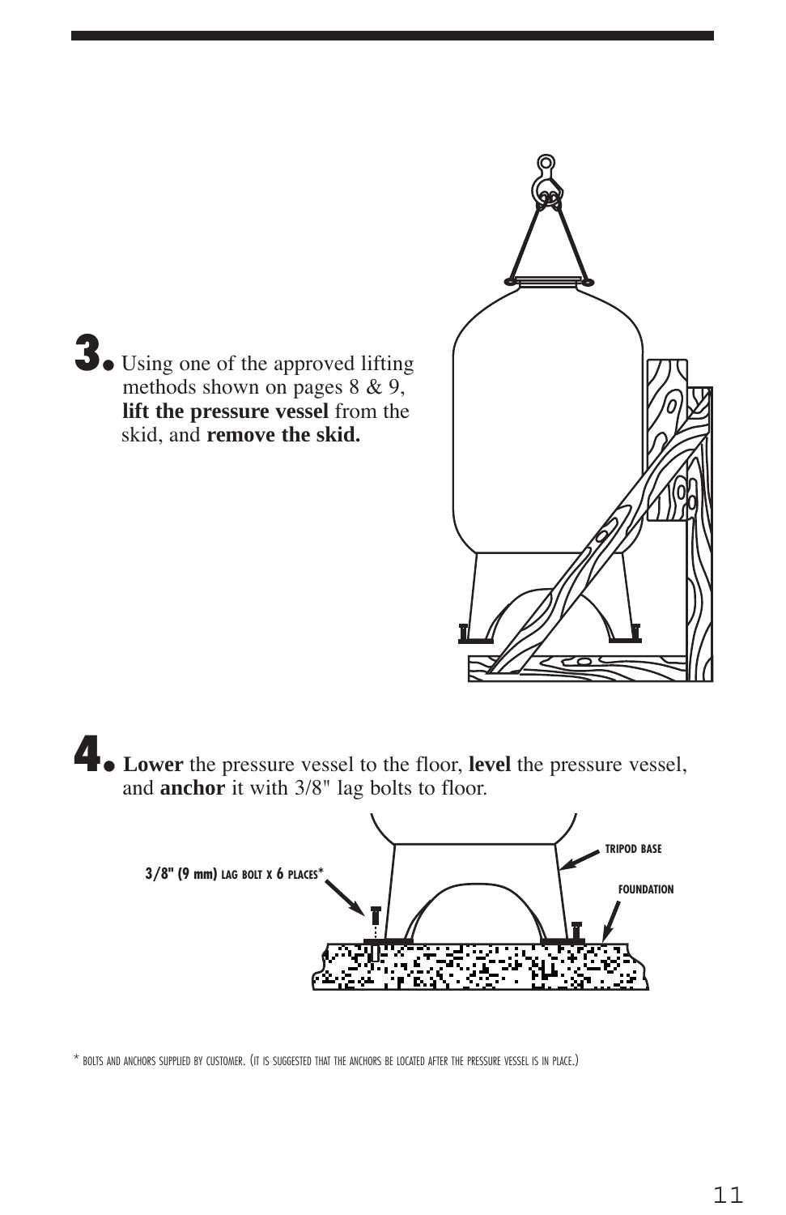**3.** Using one of the approved lifting methods shown on pages 8 & 9, **lift the pressure vessel** from the skid, and **remove the skid.**

**4.** **Lower** the pressure vessel to the floor, **level** the pressure vessel, and **anchor** it with 3/8" lag bolts to floor.

3/8" (9 mm) LAG BOLT X 6 PLACES*

TRIPOD BASE

FOUNDATION

* BOLTS AND ANCHORS SUPPLIED BY CUSTOMER. (IT IS SUGGESTED THAT THE ANCHORS BE LOCATED AFTER THE PRESSURE VESSEL IS IN PLACE.)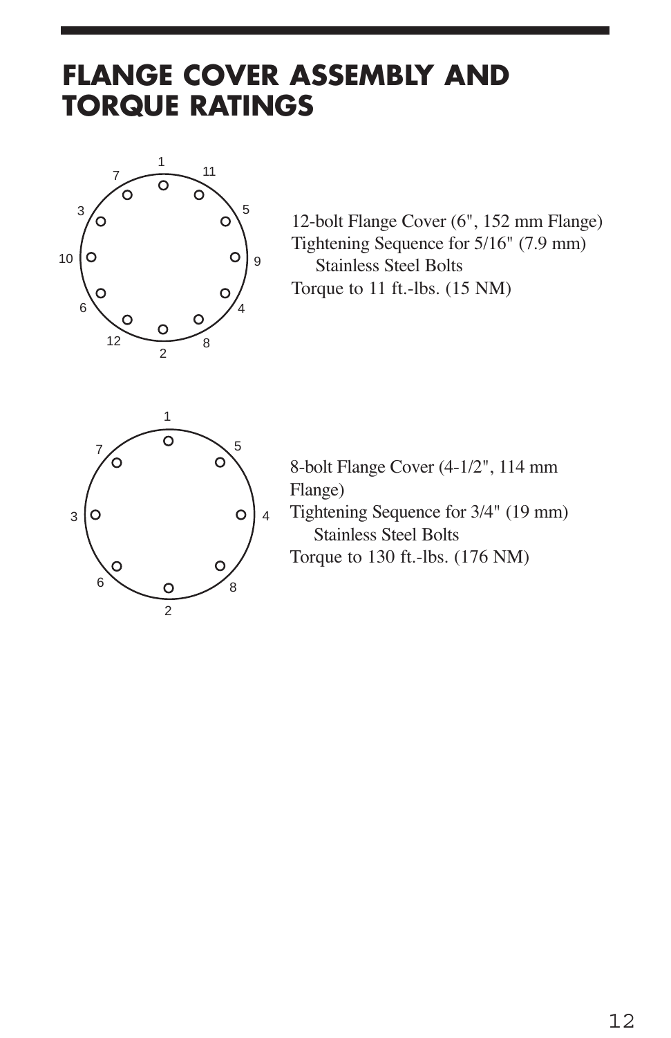# FLANGE COVER ASSEMBLY AND TORQUE RATINGS

1 11 5 9 4 8 2 12 6 10 3 7

12-bolt Flange Cover (6", 152 mm Flange)
Tightening Sequence for 5/16" (7.9 mm)
Stainless Steel Bolts
Torque to 11 ft.-lbs. (15 NM)

1 5 4 8 2 6 3 7

8-bolt Flange Cover (4-1/2", 114 mm Flange)
Tightening Sequence for 3/4" (19 mm)
Stainless Steel Bolts
Torque to 130 ft.-lbs. (176 NM)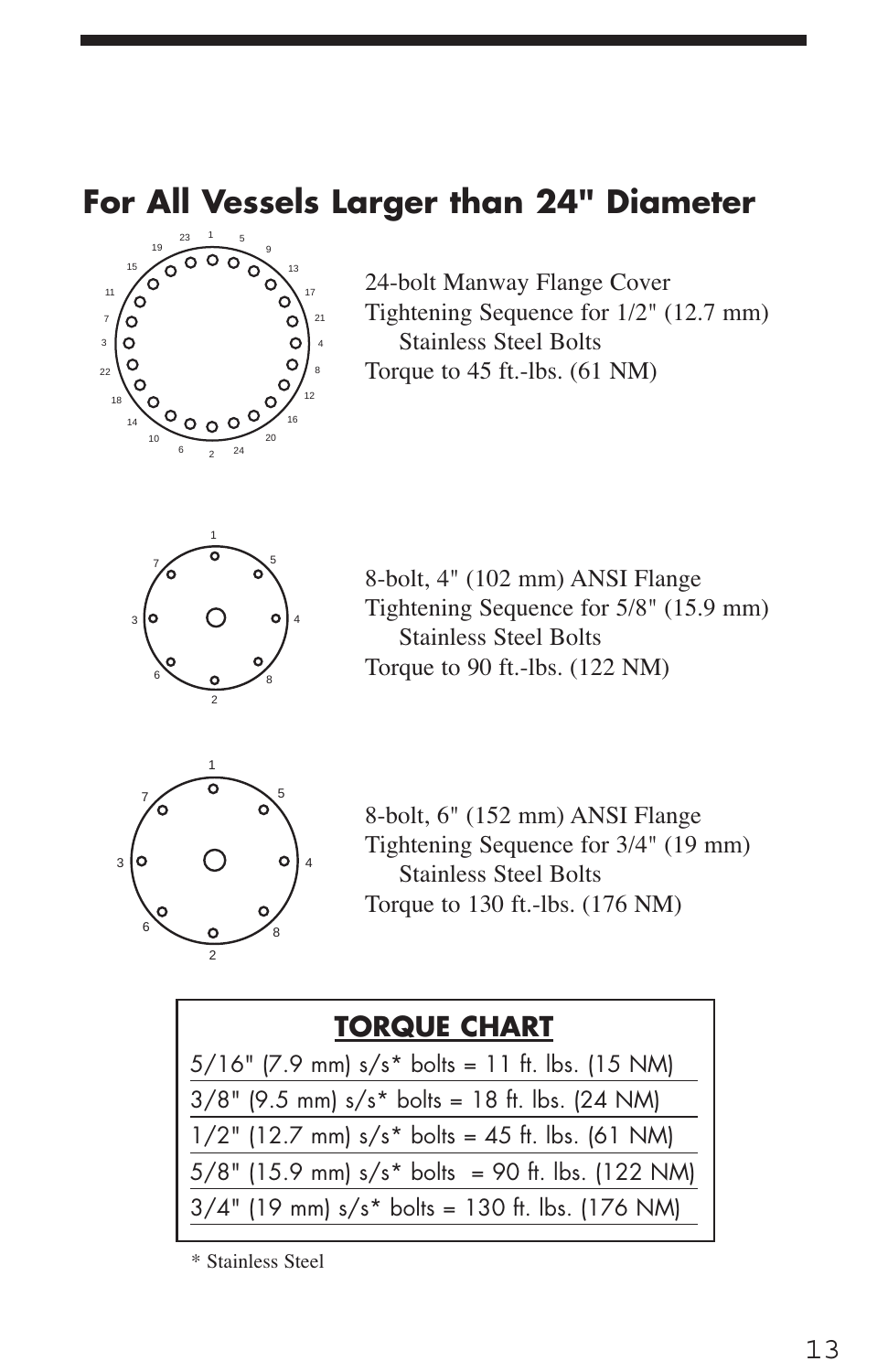# For All Vessels Larger than 24" Diameter

24-bolt Manway Flange Cover
Tightening Sequence for 1/2" (12.7 mm) Stainless Steel Bolts
Torque to 45 ft.-lbs. (61 NM)

8-bolt, 4" (102 mm) ANSI Flange
Tightening Sequence for 5/8" (15.9 mm) Stainless Steel Bolts
Torque to 90 ft.-lbs. (122 NM)

8-bolt, 6" (152 mm) ANSI Flange
Tightening Sequence for 3/4" (19 mm) Stainless Steel Bolts
Torque to 130 ft.-lbs. (176 NM)

## TORQUE CHART

5/16" (7.9 mm) s/s* bolts = 11 ft. lbs. (15 NM)

3/8" (9.5 mm) s/s* bolts = 18 ft. lbs. (24 NM)

1/2" (12.7 mm) s/s* bolts = 45 ft. lbs. (61 NM)

5/8" (15.9 mm) s/s* bolts = 90 ft. lbs. (122 NM)

3/4" (19 mm) s/s* bolts = 130 ft. lbs. (176 NM)

* Stainless Steel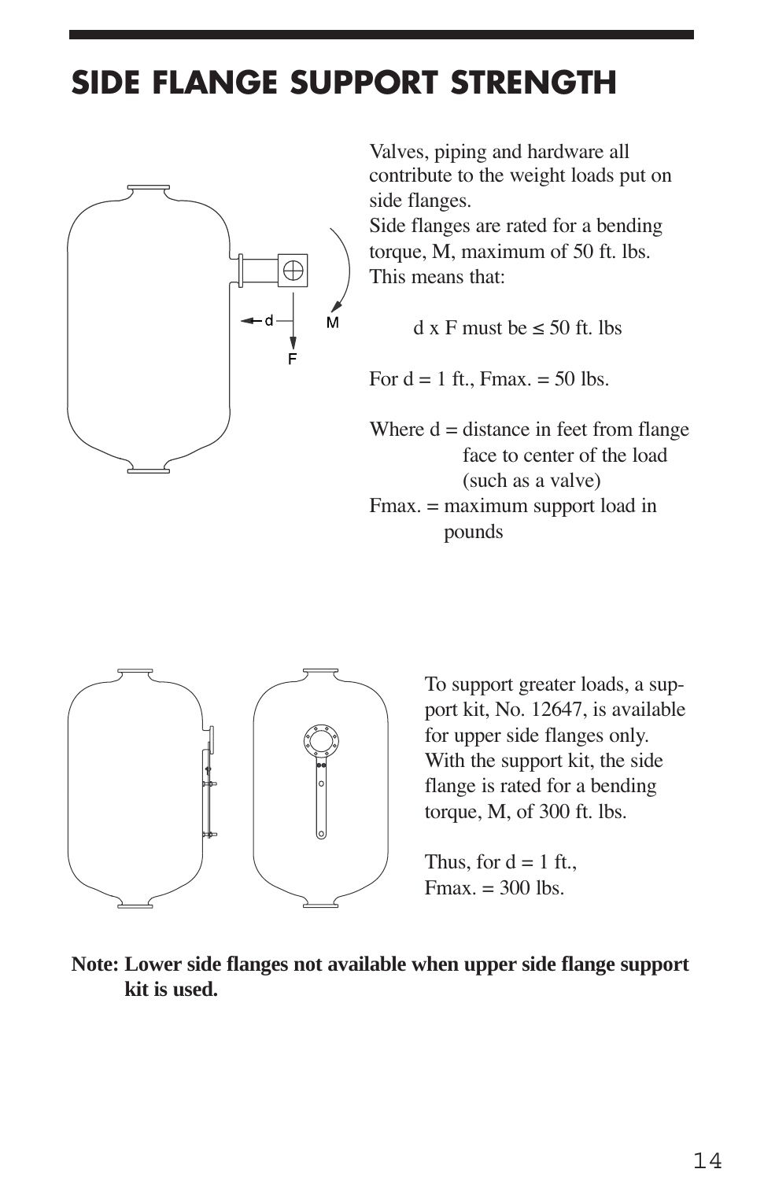# SIDE FLANGE SUPPORT STRENGTH

Valves, piping and hardware all contribute to the weight loads put on side flanges.
Side flanges are rated for a bending torque, M, maximum of 50 ft. lbs. This means that:

$$d \times F \text{ must be} \leq 50 \text{ ft. lbs}$$

For d = 1 ft., Fmax. = 50 lbs.

Where d = distance in feet from flange face to center of the load (such as a valve)
Fmax. = maximum support load in pounds

To support greater loads, a support kit, No. 12647, is available for upper side flanges only. With the support kit, the side flange is rated for a bending torque, M, of 300 ft. lbs.

Thus, for d = 1 ft.,
Fmax. = 300 lbs.

**Note: Lower side flanges not available when upper side flange support kit is used.**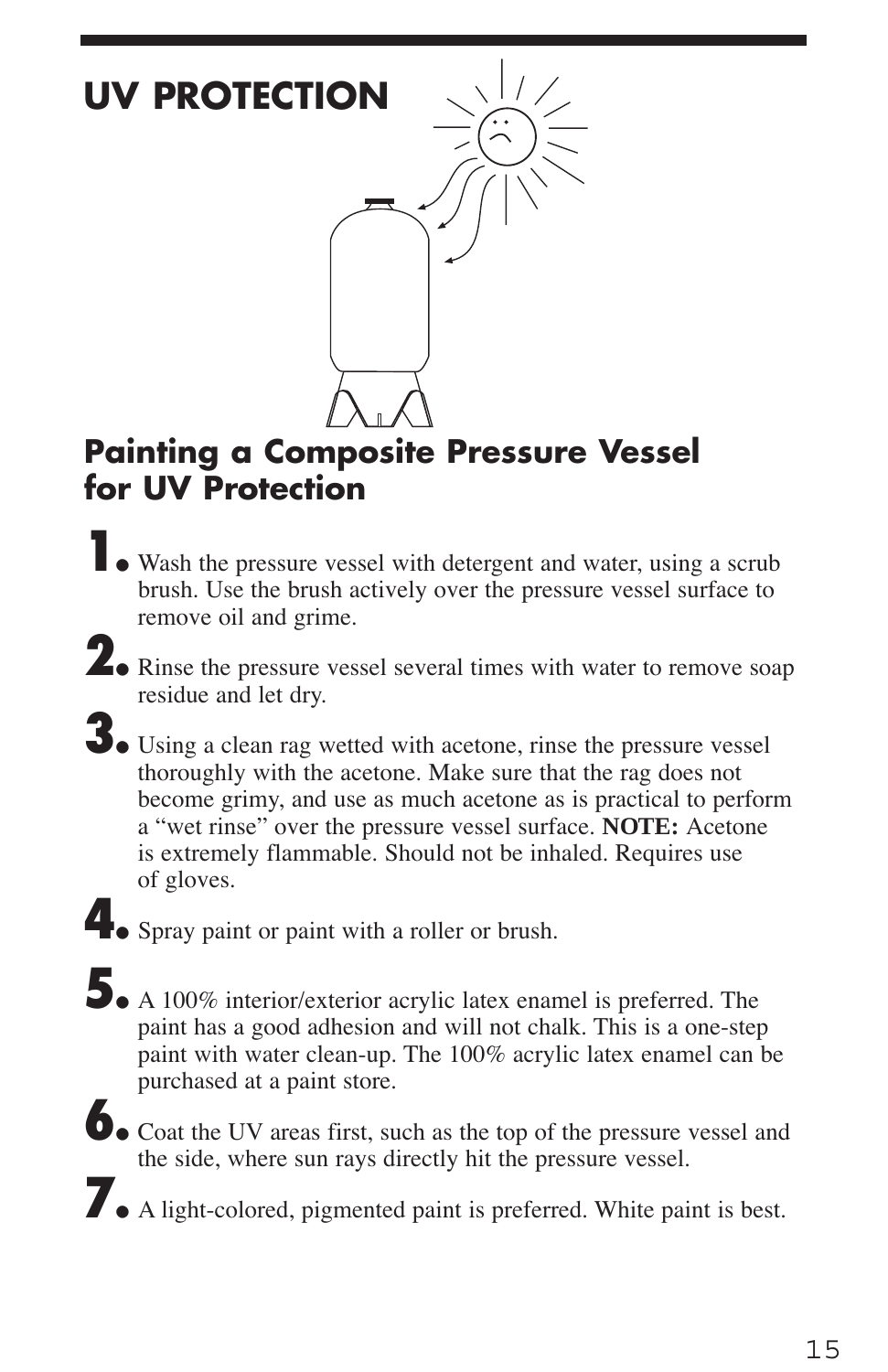# UV PROTECTION

## Painting a Composite Pressure Vessel for UV Protection

1. Wash the pressure vessel with detergent and water, using a scrub brush. Use the brush actively over the pressure vessel surface to remove oil and grime.
2. Rinse the pressure vessel several times with water to remove soap residue and let dry.
3. Using a clean rag wetted with acetone, rinse the pressure vessel thoroughly with the acetone. Make sure that the rag does not become grimy, and use as much acetone as is practical to perform a "wet rinse" over the pressure vessel surface. **NOTE:** Acetone is extremely flammable. Should not be inhaled. Requires use of gloves.
4. Spray paint or paint with a roller or brush.
5. A 100% interior/exterior acrylic latex enamel is preferred. The paint has a good adhesion and will not chalk. This is a one-step paint with water clean-up. The 100% acrylic latex enamel can be purchased at a paint store.
6. Coat the UV areas first, such as the top of the pressure vessel and the side, where sun rays directly hit the pressure vessel.
7. A light-colored, pigmented paint is preferred. White paint is best.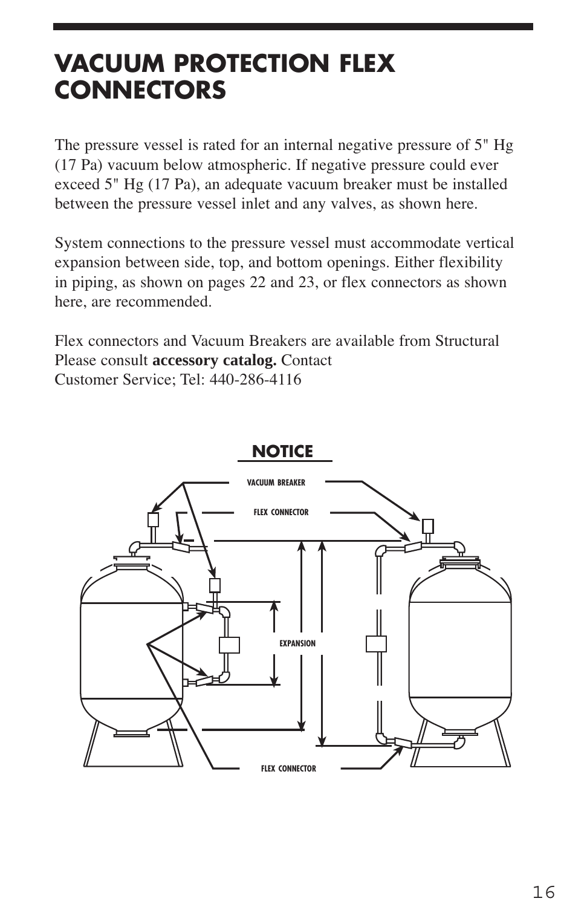# VACUUM PROTECTION FLEX CONNECTORS

The pressure vessel is rated for an internal negative pressure of 5" Hg (17 Pa) vacuum below atmospheric. If negative pressure could ever exceed 5" Hg (17 Pa), an adequate vacuum breaker must be installed between the pressure vessel inlet and any valves, as shown here.

System connections to the pressure vessel must accommodate vertical expansion between side, top, and bottom openings. Either flexibility in piping, as shown on pages 22 and 23, or flex connectors as shown here, are recommended.

Flex connectors and Vacuum Breakers are available from Structural Please consult **accessory catalog.** Contact Customer Service; Tel: 440-286-4116

## NOTICE

VACUUM BREAKER

FLEX CONNECTOR

EXPANSION

FLEX CONNECTOR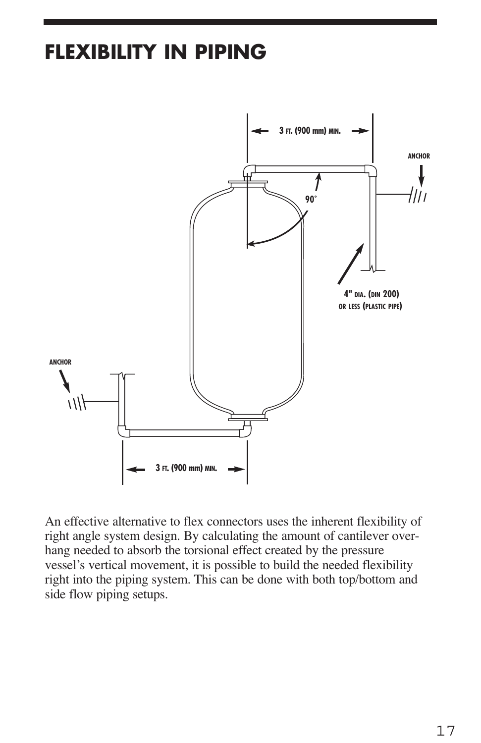# FLEXIBILITY IN PIPING

3 FT. (900 mm) MIN.

ANCHOR

90˚

4" DIA. (DIN 200) OR LESS (PLASTIC PIPE)

ANCHOR

3 FT. (900 mm) MIN.

An effective alternative to flex connectors uses the inherent flexibility of right angle system design. By calculating the amount of cantilever overhang needed to absorb the torsional effect created by the pressure vessel's vertical movement, it is possible to build the needed flexibility right into the piping system. This can be done with both top/bottom and side flow piping setups.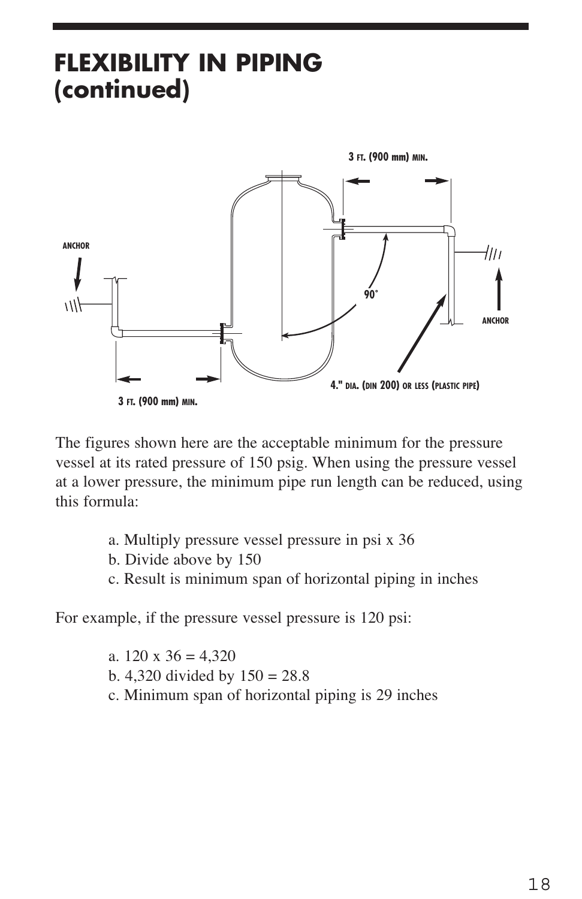# FLEXIBILITY IN PIPING (continued)

ANCHOR

3 FT. (900 mm) MIN.

90˚

ANCHOR

4." DIA. (DIN 200) OR LESS (PLASTIC PIPE)

3 FT. (900 mm) MIN.

The figures shown here are the acceptable minimum for the pressure vessel at its rated pressure of 150 psig. When using the pressure vessel at a lower pressure, the minimum pipe run length can be reduced, using this formula:

a. Multiply pressure vessel pressure in psi x 36
b. Divide above by 150
c. Result is minimum span of horizontal piping in inches

For example, if the pressure vessel pressure is 120 psi:

a. 120 x 36 = 4,320
b. 4,320 divided by 150 = 28.8
c. Minimum span of horizontal piping is 29 inches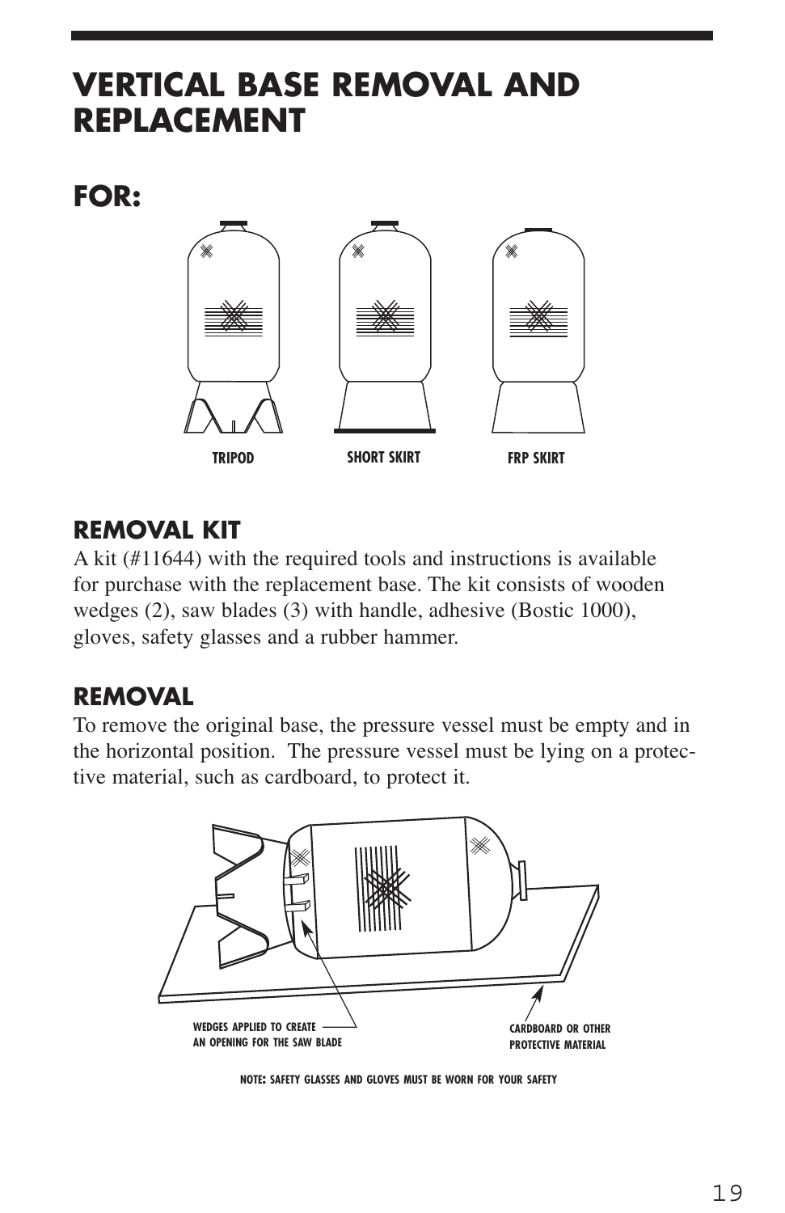# VERTICAL BASE REMOVAL AND REPLACEMENT

## FOR:

TRIPOD SHORT SKIRT FRP SKIRT

### REMOVAL KIT

A kit (#11644) with the required tools and instructions is available for purchase with the replacement base. The kit consists of wooden wedges (2), saw blades (3) with handle, adhesive (Bostic 1000), gloves, safety glasses and a rubber hammer.

### REMOVAL

To remove the original base, the pressure vessel must be empty and in the horizontal position. The pressure vessel must be lying on a protective material, such as cardboard, to protect it.

WEDGES APPLIED TO CREATE AN OPENING FOR THE SAW BLADE

CARDBOARD OR OTHER PROTECTIVE MATERIAL

**NOTE:** SAFETY GLASSES AND GLOVES MUST BE WORN FOR YOUR SAFETY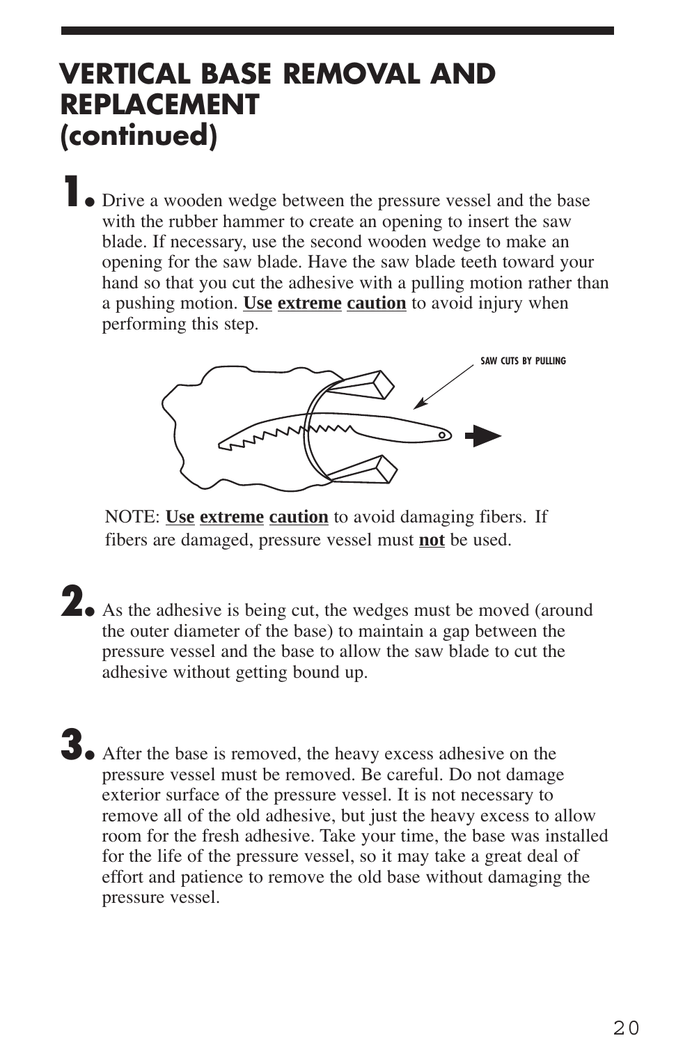# VERTICAL BASE REMOVAL AND REPLACEMENT (continued)

**1.** Drive a wooden wedge between the pressure vessel and the base with the rubber hammer to create an opening to insert the saw blade. If necessary, use the second wooden wedge to make an opening for the saw blade. Have the saw blade teeth toward your hand so that you cut the adhesive with a pulling motion rather than a pushing motion. **Use extreme caution** to avoid injury when performing this step.

SAW CUTS BY PULLING

NOTE: **Use extreme caution** to avoid damaging fibers. If fibers are damaged, pressure vessel must **not** be used.

**2.** As the adhesive is being cut, the wedges must be moved (around the outer diameter of the base) to maintain a gap between the pressure vessel and the base to allow the saw blade to cut the adhesive without getting bound up.

**3.** After the base is removed, the heavy excess adhesive on the pressure vessel must be removed. Be careful. Do not damage exterior surface of the pressure vessel. It is not necessary to remove all of the old adhesive, but just the heavy excess to allow room for the fresh adhesive. Take your time, the base was installed for the life of the pressure vessel, so it may take a great deal of effort and patience to remove the old base without damaging the pressure vessel.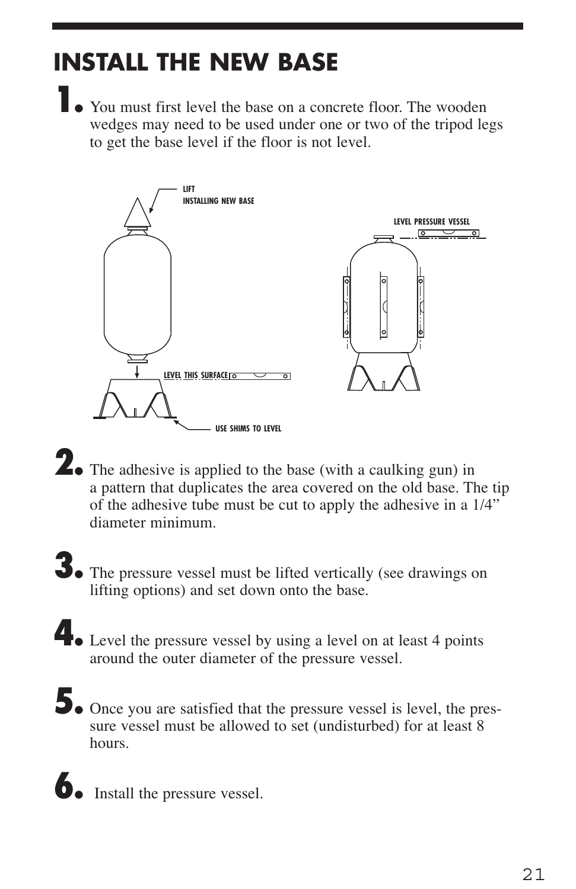# INSTALL THE NEW BASE

1. You must first level the base on a concrete floor. The wooden wedges may need to be used under one or two of the tripod legs to get the base level if the floor is not level.

LIFT
INSTALLING NEW BASE

LEVEL THIS SURFACE

USE SHIMS TO LEVEL

LEVEL PRESSURE VESSEL

2. The adhesive is applied to the base (with a caulking gun) in a pattern that duplicates the area covered on the old base. The tip of the adhesive tube must be cut to apply the adhesive in a 1/4" diameter minimum.

3. The pressure vessel must be lifted vertically (see drawings on lifting options) and set down onto the base.

4. Level the pressure vessel by using a level on at least 4 points around the outer diameter of the pressure vessel.

5. Once you are satisfied that the pressure vessel is level, the pressure vessel must be allowed to set (undisturbed) for at least 8 hours.

6. Install the pressure vessel.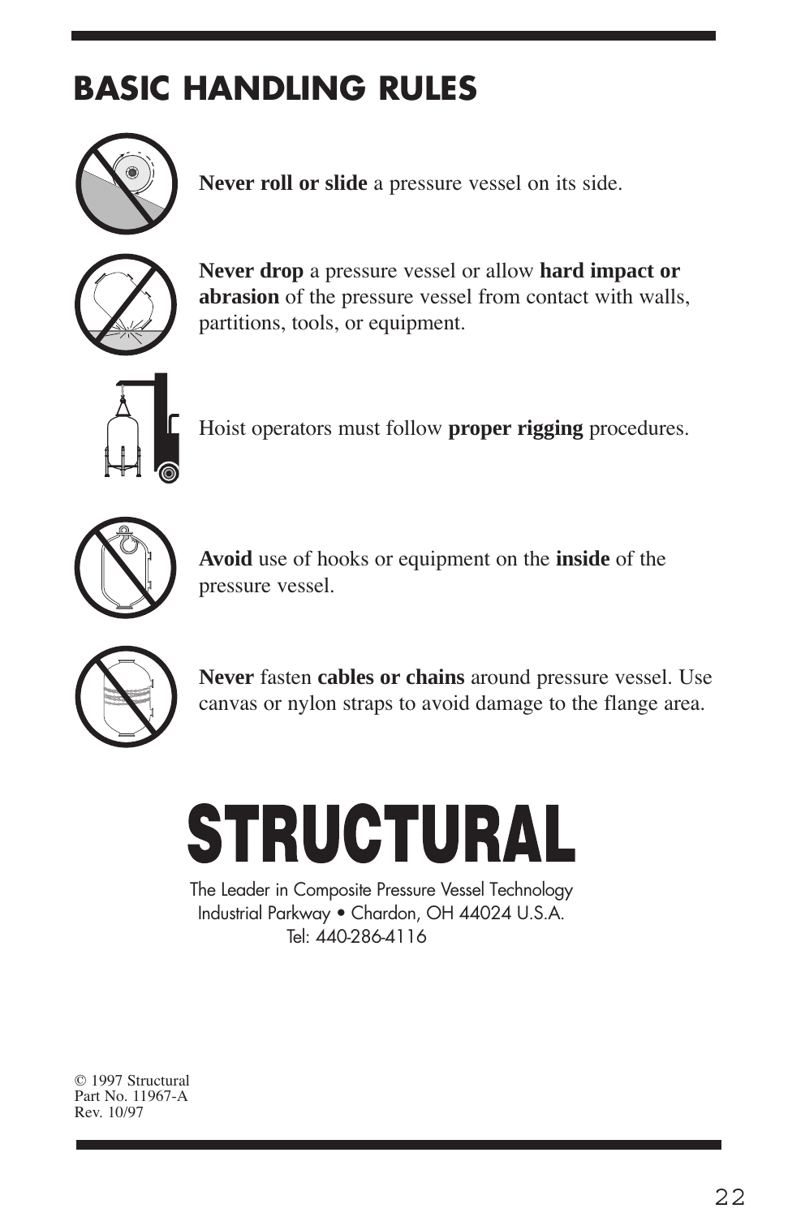# BASIC HANDLING RULES

**Never roll or slide** a pressure vessel on its side.

**Never drop** a pressure vessel or allow **hard impact or abrasion** of the pressure vessel from contact with walls, partitions, tools, or equipment.

Hoist operators must follow **proper rigging** procedures.

**Avoid** use of hooks or equipment on the **inside** of the pressure vessel.

**Never** fasten **cables or chains** around pressure vessel. Use canvas or nylon straps to avoid damage to the flange area.

**STRUCTURAL**

The Leader in Composite Pressure Vessel Technology
Industrial Parkway • Chardon, OH 44024 U.S.A.
Tel: 440-286-4116

© 1997 Structural
Part No. 11967-A
Rev. 10/97